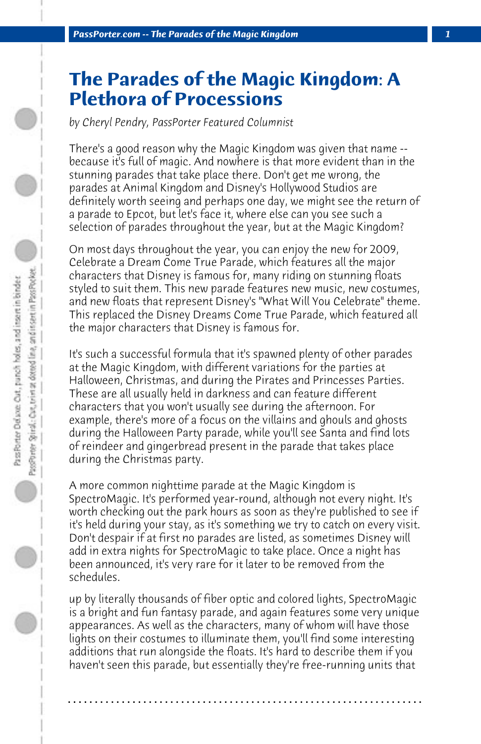# The Parades of the Magic Kingdom: A Plethora of Processions

*by Cheryl Pendry, PassPorter Featured Columnist*

There's a good reason why the Magic Kingdom was given that name -- because it's full of magic. And nowhere is that more evident than in the stunning parades that take place there. Don't get me wrong, the parades at Animal Kingdom and Disney's Hollywood Studios are definitely worth seeing and perhaps one day, we might see the return of a parade to Epcot, but let's face it, where else can you see such a selection of parades throughout the year, but at the Magic Kingdom?

On most days throughout the year, you can enjoy the new for 2009, Celebrate a Dream Come True Parade, which features all the major characters that Disney is famous for, many riding on stunning floats styled to suit them. This new parade features new music, new costumes, and new floats that represent Disney's "What Will You Celebrate" theme. This replaced the Disney Dreams Come True Parade, which featured all the major characters that Disney is famous for.

It's such a successful formula that it's spawned plenty of other parades at the Magic Kingdom, with different variations for the parties at Halloween, Christmas, and during the Pirates and Princesses Parties. These are all usually held in darkness and can feature different characters that you won't usually see during the afternoon. For example, there's more of a focus on the villains and ghouls and ghosts during the Halloween Party parade, while you'll see Santa and find lots of reindeer and gingerbread present in the parade that takes place during the Christmas party.

A more common nighttime parade at the Magic Kingdom is SpectroMagic. It's performed year-round, although not every night. It's worth checking out the park hours as soon as they're published to see if it's held during your stay, as it's something we try to catch on every visit. Don't despair if at first no parades are listed, as sometimes Disney will add in extra nights for SpectroMagic to take place. Once a night has been announced, it's very rare for it later to be removed from the schedules.

up by literally thousands of fiber optic and colored lights, SpectroMagic is a bright and fun fantasy parade, and again features some very unique appearances. As well as the characters, many of whom will have those lights on their costumes to illuminate them, you'll find some interesting additions that run alongside the floats. It's hard to describe them if you haven't seen this parade, but essentially they're free-running units that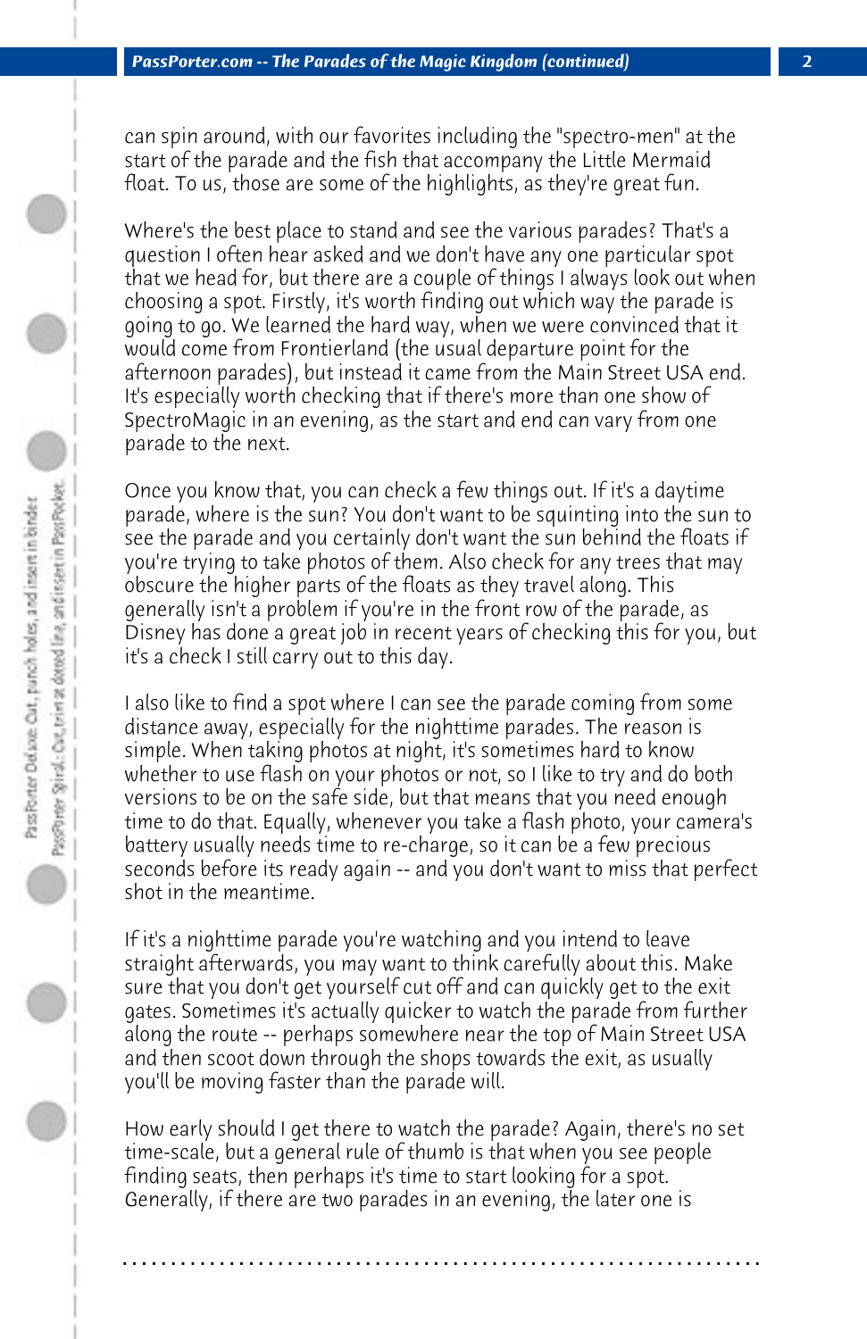can spin around, with our favorites including the "spectro-men" at the start of the parade and the fish that accompany the Little Mermaid float. To us, those are some of the highlights, as they're great fun.

Where's the best place to stand and see the various parades? That's a question I often hear asked and we don't have any one particular spot that we head for, but there are a couple of things I always look out when choosing a spot. Firstly, it's worth finding out which way the parade is going to go. We learned the hard way, when we were convinced that it would come from Frontierland (the usual departure point for the afternoon parades), but instead it came from the Main Street USA end. It's especially worth checking that if there's more than one show of SpectroMagic in an evening, as the start and end can vary from one parade to the next.

Once you know that, you can check a few things out. If it's a daytime parade, where is the sun? You don't want to be squinting into the sun to see the parade and you certainly don't want the sun behind the floats if you're trying to take photos of them. Also check for any trees that may obscure the higher parts of the floats as they travel along. This generally isn't a problem if you're in the front row of the parade, as Disney has done a great job in recent years of checking this for you, but it's a check I still carry out to this day.

I also like to find a spot where I can see the parade coming from some distance away, especially for the nighttime parades. The reason is simple. When taking photos at night, it's sometimes hard to know whether to use flash on your photos or not, so I like to try and do both versions to be on the safe side, but that means that you need enough time to do that. Equally, whenever you take a flash photo, your camera's battery usually needs time to re-charge, so it can be a few precious seconds before its ready again -- and you don't want to miss that perfect shot in the meantime.

If it's a nighttime parade you're watching and you intend to leave straight afterwards, you may want to think carefully about this. Make sure that you don't get yourself cut off and can quickly get to the exit gates. Sometimes it's actually quicker to watch the parade from further along the route -- perhaps somewhere near the top of Main Street USA and then scoot down through the shops towards the exit, as usually you'll be moving faster than the parade will.

How early should I get there to watch the parade? Again, there's no set time-scale, but a general rule of thumb is that when you see people finding seats, then perhaps it's time to start looking for a spot. Generally, if there are two parades in an evening, the later one is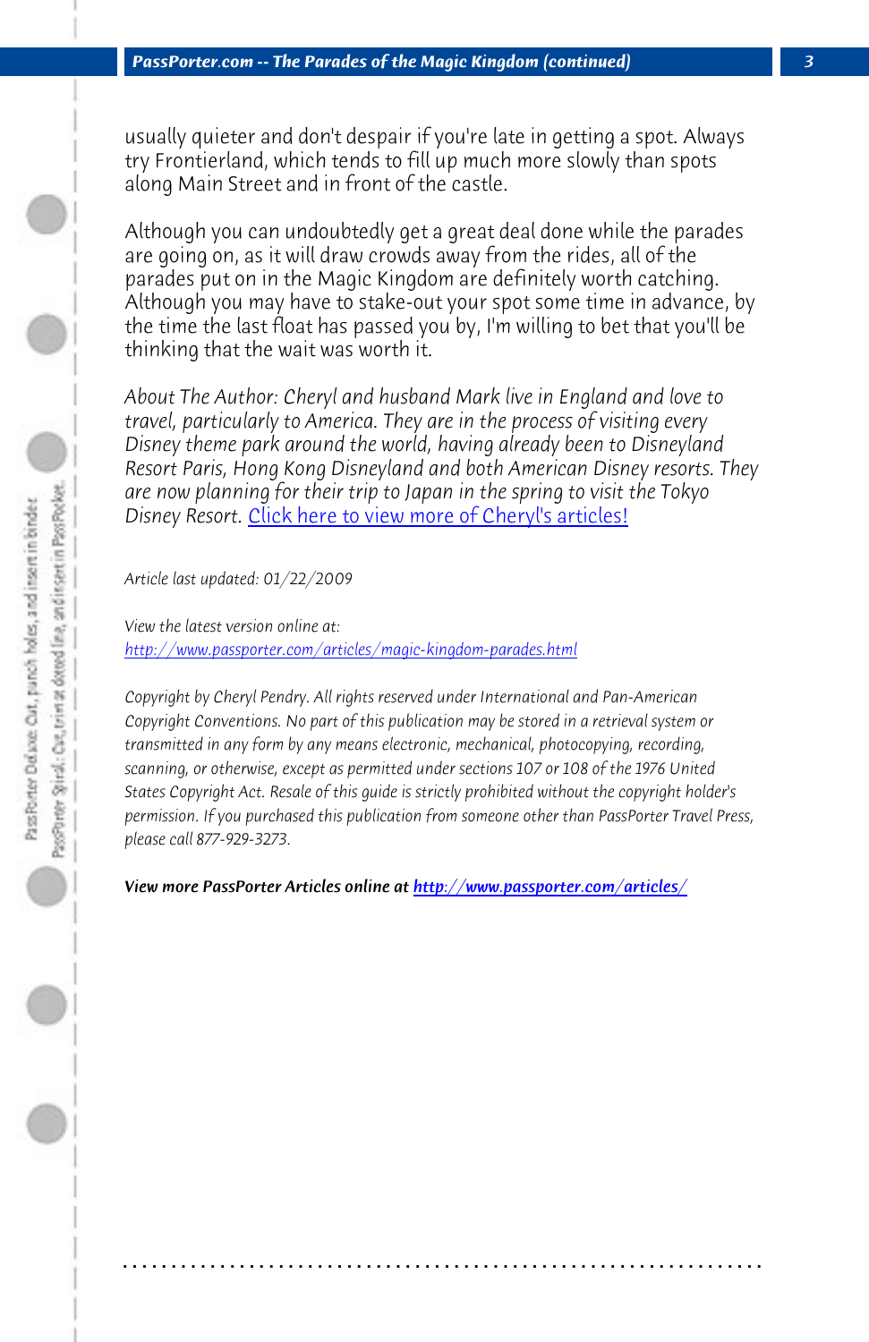usually quieter and don't despair if you're late in getting a spot. Always try Frontierland, which tends to fill up much more slowly than spots along Main Street and in front of the castle.

Although you can undoubtedly get a great deal done while the parades are going on, as it will draw crowds away from the rides, all of the parades put on in the Magic Kingdom are definitely worth catching. Although you may have to stake-out your spot some time in advance, by the time the last float has passed you by, I'm willing to bet that you'll be thinking that the wait was worth it.

*About The Author: Cheryl and husband Mark live in England and love to travel, particularly to America. They are in the process of visiting every Disney theme park around the world, having already been to Disneyland Resort Paris, Hong Kong Disneyland and both American Disney resorts. They are now planning for their trip to Japan in the spring to visit the Tokyo Disney Resort.* Click here to view more of Cheryl's articles!

*Article last updated: 01/22/2009*

*View the latest version online at:*
*http://www.passporter.com/articles/magic-kingdom-parades.html*

*Copyright by Cheryl Pendry. All rights reserved under International and Pan-American Copyright Conventions. No part of this publication may be stored in a retrieval system or transmitted in any form by any means electronic, mechanical, photocopying, recording, scanning, or otherwise, except as permitted under sections 107 or 108 of the 1976 United States Copyright Act. Resale of this guide is strictly prohibited without the copyright holder's permission. If you purchased this publication from someone other than PassPorter Travel Press, please call 877-929-3273.*

***View more PassPorter Articles online at http://www.passporter.com/articles/***